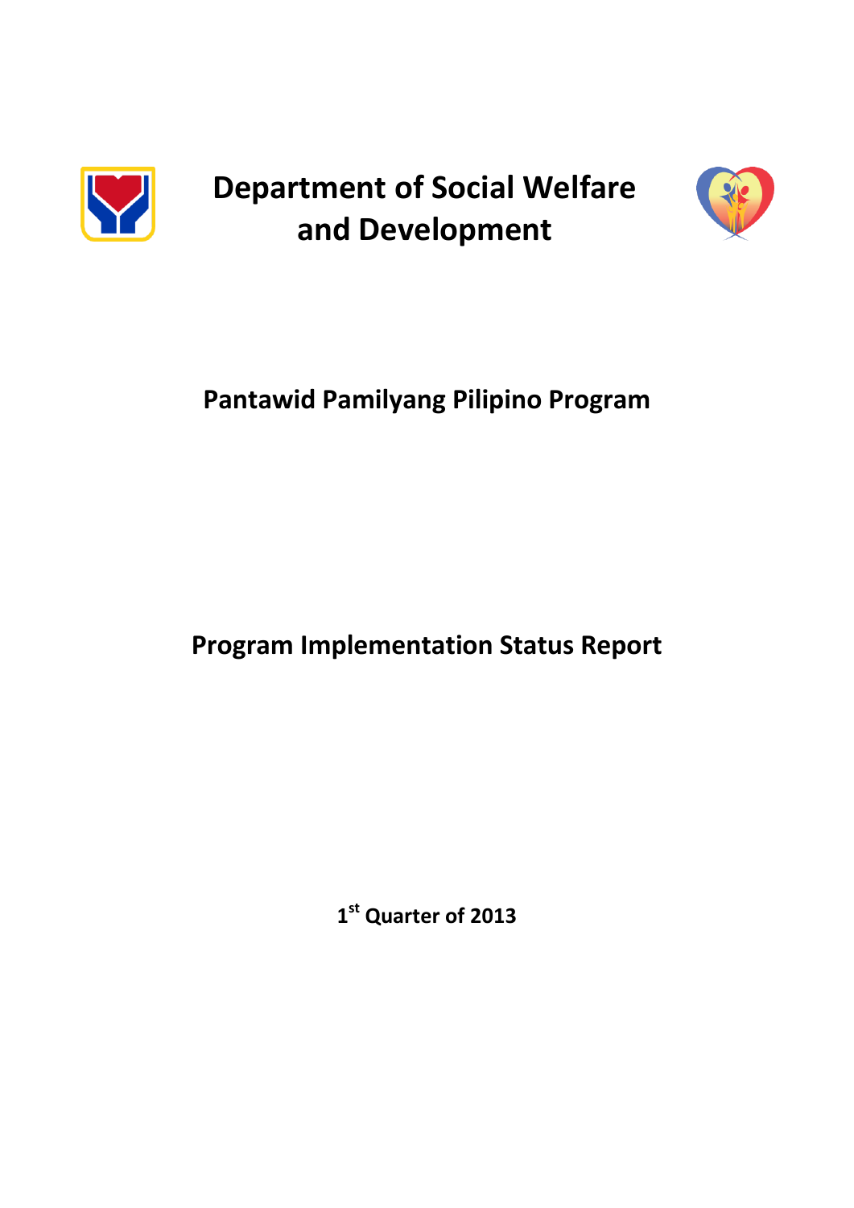# Department of Social Welfare and Development

## Pantawid Pamilyang Pilipino Program

## Program Implementation Status Report

**1st Quarter of 2013**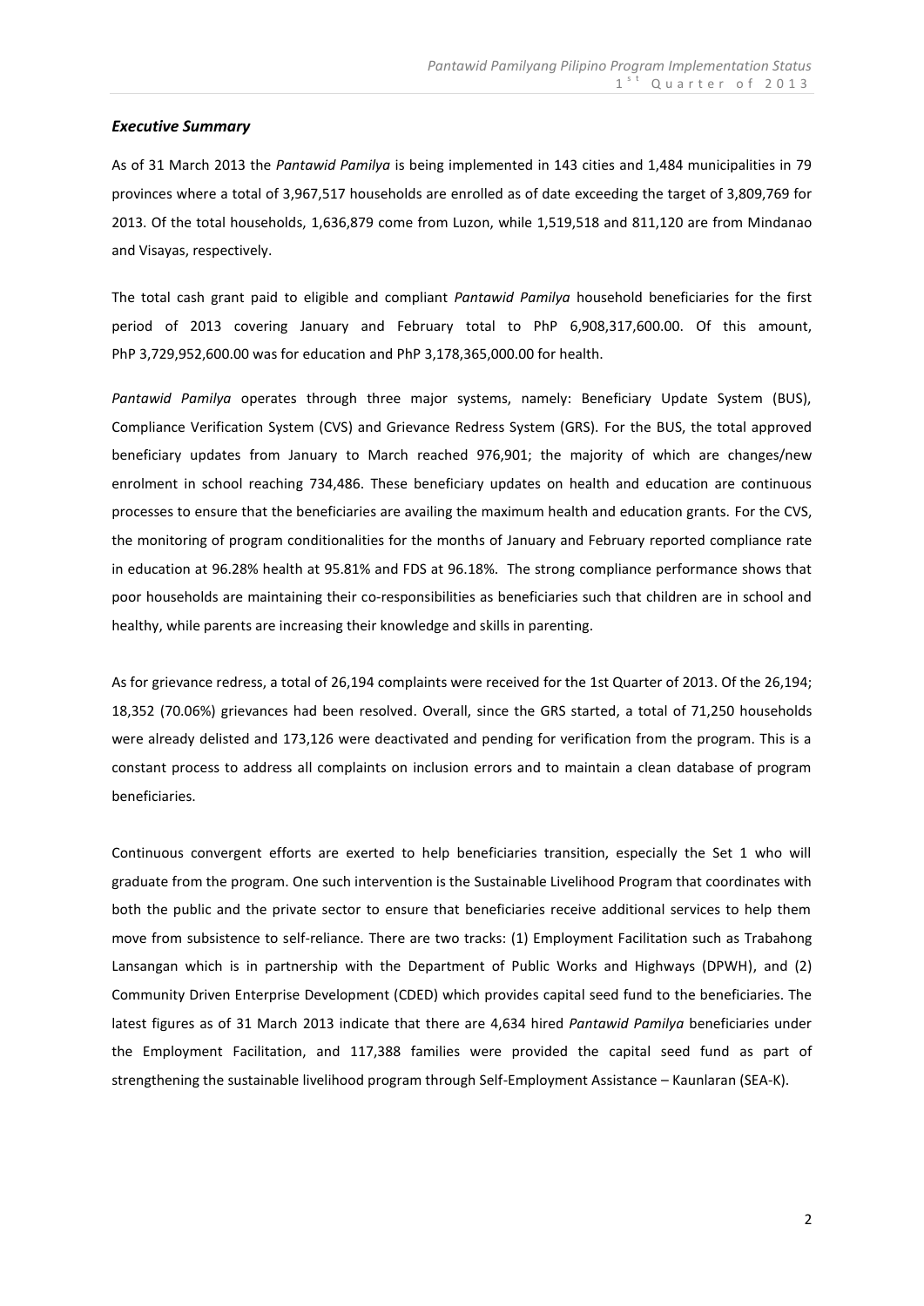### *Executive Summary*

As of 31 March 2013 the *Pantawid Pamilya* is being implemented in 143 cities and 1,484 municipalities in 79 provinces where a total of 3,967,517 households are enrolled as of date exceeding the target of 3,809,769 for 2013. Of the total households, 1,636,879 come from Luzon, while 1,519,518 and 811,120 are from Mindanao and Visayas, respectively.

The total cash grant paid to eligible and compliant *Pantawid Pamilya* household beneficiaries for the first period of 2013 covering January and February total to PhP 6,908,317,600.00. Of this amount, PhP 3,729,952,600.00 was for education and PhP 3,178,365,000.00 for health.

*Pantawid Pamilya* operates through three major systems, namely: Beneficiary Update System (BUS), Compliance Verification System (CVS) and Grievance Redress System (GRS). For the BUS, the total approved beneficiary updates from January to March reached 976,901; the majority of which are changes/new enrolment in school reaching 734,486. These beneficiary updates on health and education are continuous processes to ensure that the beneficiaries are availing the maximum health and education grants. For the CVS, the monitoring of program conditionalities for the months of January and February reported compliance rate in education at 96.28% health at 95.81% and FDS at 96.18%. The strong compliance performance shows that poor households are maintaining their co-responsibilities as beneficiaries such that children are in school and healthy, while parents are increasing their knowledge and skills in parenting.

As for grievance redress, a total of 26,194 complaints were received for the 1st Quarter of 2013. Of the 26,194; 18,352 (70.06%) grievances had been resolved. Overall, since the GRS started, a total of 71,250 households were already delisted and 173,126 were deactivated and pending for verification from the program. This is a constant process to address all complaints on inclusion errors and to maintain a clean database of program beneficiaries.

Continuous convergent efforts are exerted to help beneficiaries transition, especially the Set 1 who will graduate from the program. One such intervention is the Sustainable Livelihood Program that coordinates with both the public and the private sector to ensure that beneficiaries receive additional services to help them move from subsistence to self-reliance. There are two tracks: (1) Employment Facilitation such as Trabahong Lansangan which is in partnership with the Department of Public Works and Highways (DPWH), and (2) Community Driven Enterprise Development (CDED) which provides capital seed fund to the beneficiaries. The latest figures as of 31 March 2013 indicate that there are 4,634 hired *Pantawid Pamilya* beneficiaries under the Employment Facilitation, and 117,388 families were provided the capital seed fund as part of strengthening the sustainable livelihood program through Self-Employment Assistance – Kaunlaran (SEA-K).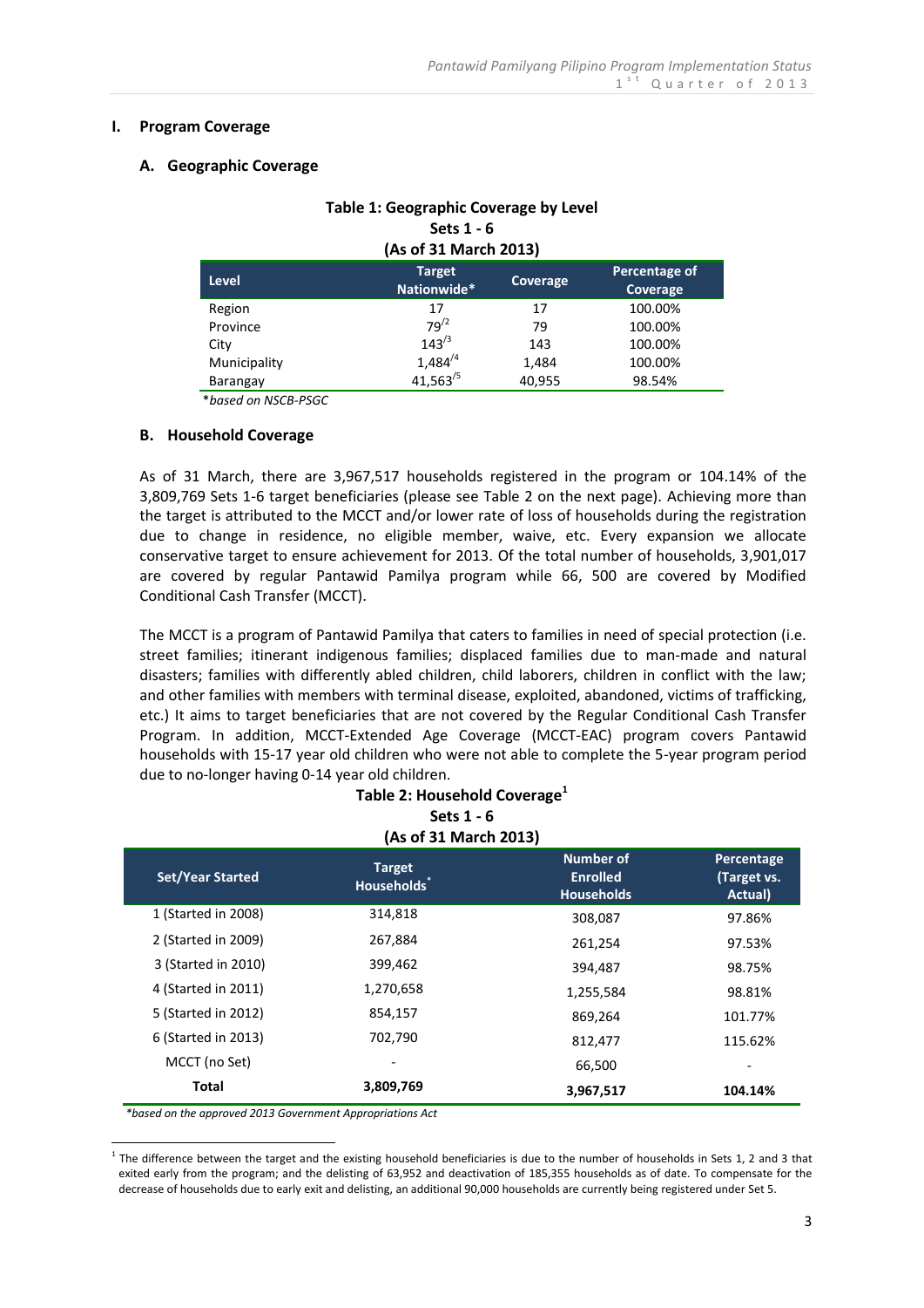# I. Program Coverage

## A. Geographic Coverage

**Table 1: Geographic Coverage by Level**
**Sets 1 - 6**
**(As of 31 March 2013)**

| Level | Target Nationwide* | Coverage | Percentage of Coverage |
|---|---|---|---|
| Region | 17 | 17 | 100.00% |
| Province | 79[/2] | 79 | 100.00% |
| City | 143[/3] | 143 | 100.00% |
| Municipality | 1,484[/4] | 1,484 | 100.00% |
| Barangay | 41,563[/5] | 40,955 | 98.54% |

*\*based on NSCB-PSGC*

## B. Household Coverage

As of 31 March, there are 3,967,517 households registered in the program or 104.14% of the 3,809,769 Sets 1-6 target beneficiaries (please see Table 2 on the next page). Achieving more than the target is attributed to the MCCT and/or lower rate of loss of households during the registration due to change in residence, no eligible member, waive, etc. Every expansion we allocate conservative target to ensure achievement for 2013. Of the total number of households, 3,901,017 are covered by regular Pantawid Pamilya program while 66, 500 are covered by Modified Conditional Cash Transfer (MCCT).

The MCCT is a program of Pantawid Pamilya that caters to families in need of special protection (i.e. street families; itinerant indigenous families; displaced families due to man-made and natural disasters; families with differently abled children, child laborers, children in conflict with the law; and other families with members with terminal disease, exploited, abandoned, victims of trafficking, etc.) It aims to target beneficiaries that are not covered by the Regular Conditional Cash Transfer Program. In addition, MCCT-Extended Age Coverage (MCCT-EAC) program covers Pantawid households with 15-17 year old children who were not able to complete the 5-year program period due to no-longer having 0-14 year old children.

**Table 2: Household Coverage[1]**
**Sets 1 - 6**
**(As of 31 March 2013)**

| Set/Year Started | Target Households* | Number of Enrolled Households | Percentage (Target vs. Actual) |
|---|---|---|---|
| 1 (Started in 2008) | 314,818 | 308,087 | 97.86% |
| 2 (Started in 2009) | 267,884 | 261,254 | 97.53% |
| 3 (Started in 2010) | 399,462 | 394,487 | 98.75% |
| 4 (Started in 2011) | 1,270,658 | 1,255,584 | 98.81% |
| 5 (Started in 2012) | 854,157 | 869,264 | 101.77% |
| 6 (Started in 2013) | 702,790 | 812,477 | 115.62% |
| MCCT (no Set) | - | 66,500 | - |
| **Total** | **3,809,769** | **3,967,517** | **104.14%** |

*\*based on the approved 2013 Government Appropriations Act*

[1] The difference between the target and the existing household beneficiaries is due to the number of households in Sets 1, 2 and 3 that exited early from the program; and the delisting of 63,952 and deactivation of 185,355 households as of date. To compensate for the decrease of households due to early exit and delisting, an additional 90,000 households are currently being registered under Set 5.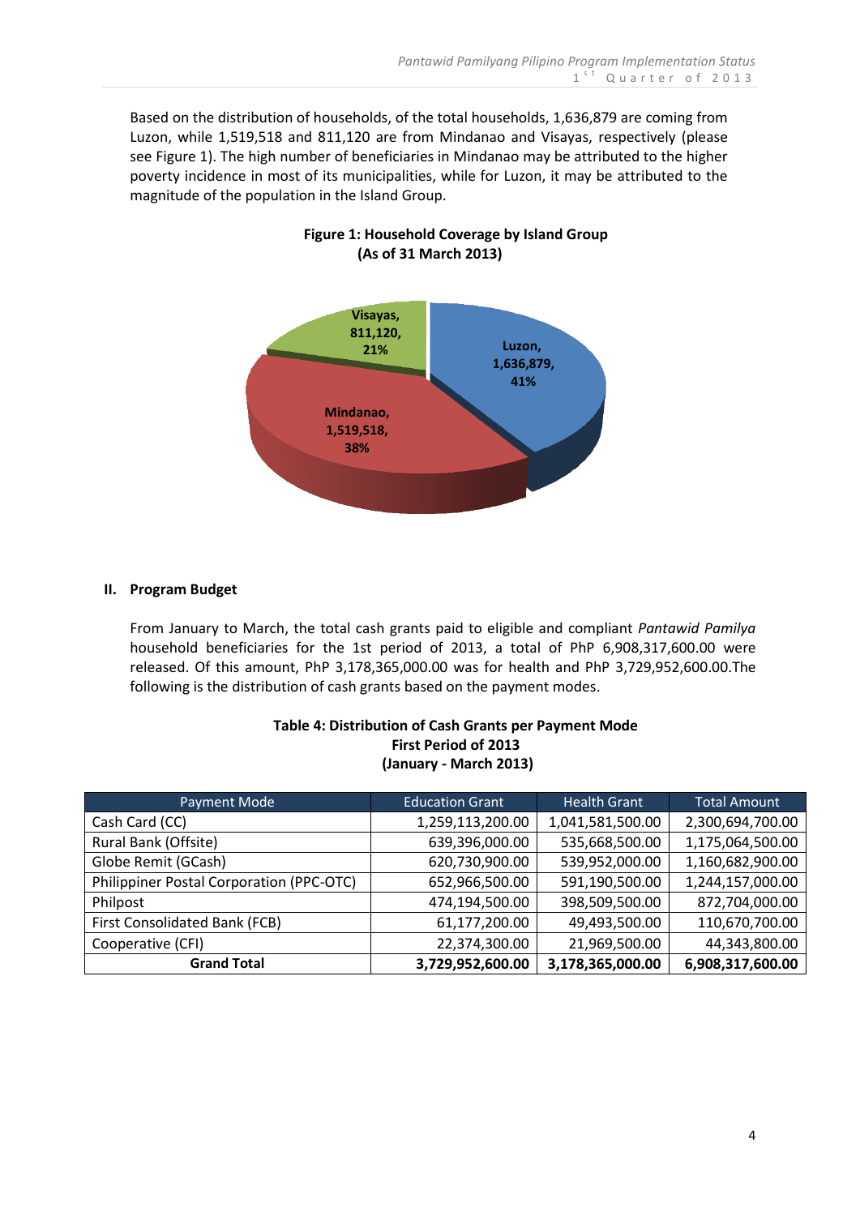Based on the distribution of households, of the total households, 1,636,879 are coming from Luzon, while 1,519,518 and 811,120 are from Mindanao and Visayas, respectively (please see Figure 1). The high number of beneficiaries in Mindanao may be attributed to the higher poverty incidence in most of its municipalities, while for Luzon, it may be attributed to the magnitude of the population in the Island Group.

**Figure 1: Household Coverage by Island Group (As of 31 March 2013)**

Visayas, 811,120, 21%

Luzon, 1,636,879, 41%

Mindanao, 1,519,518, 38%

## II. Program Budget

From January to March, the total cash grants paid to eligible and compliant *Pantawid Pamilya* household beneficiaries for the 1st period of 2013, a total of PhP 6,908,317,600.00 were released. Of this amount, PhP 3,178,365,000.00 was for health and PhP 3,729,952,600.00.The following is the distribution of cash grants based on the payment modes.

**Table 4: Distribution of Cash Grants per Payment Mode First Period of 2013 (January - March 2013)**

| Payment Mode | Education Grant | Health Grant | Total Amount |
|---|---|---|---|
| Cash Card (CC) | 1,259,113,200.00 | 1,041,581,500.00 | 2,300,694,700.00 |
| Rural Bank (Offsite) | 639,396,000.00 | 535,668,500.00 | 1,175,064,500.00 |
| Globe Remit (GCash) | 620,730,900.00 | 539,952,000.00 | 1,160,682,900.00 |
| Philippiner Postal Corporation (PPC-OTC) | 652,966,500.00 | 591,190,500.00 | 1,244,157,000.00 |
| Philpost | 474,194,500.00 | 398,509,500.00 | 872,704,000.00 |
| First Consolidated Bank (FCB) | 61,177,200.00 | 49,493,500.00 | 110,670,700.00 |
| Cooperative (CFI) | 22,374,300.00 | 21,969,500.00 | 44,343,800.00 |
| **Grand Total** | **3,729,952,600.00** | **3,178,365,000.00** | **6,908,317,600.00** |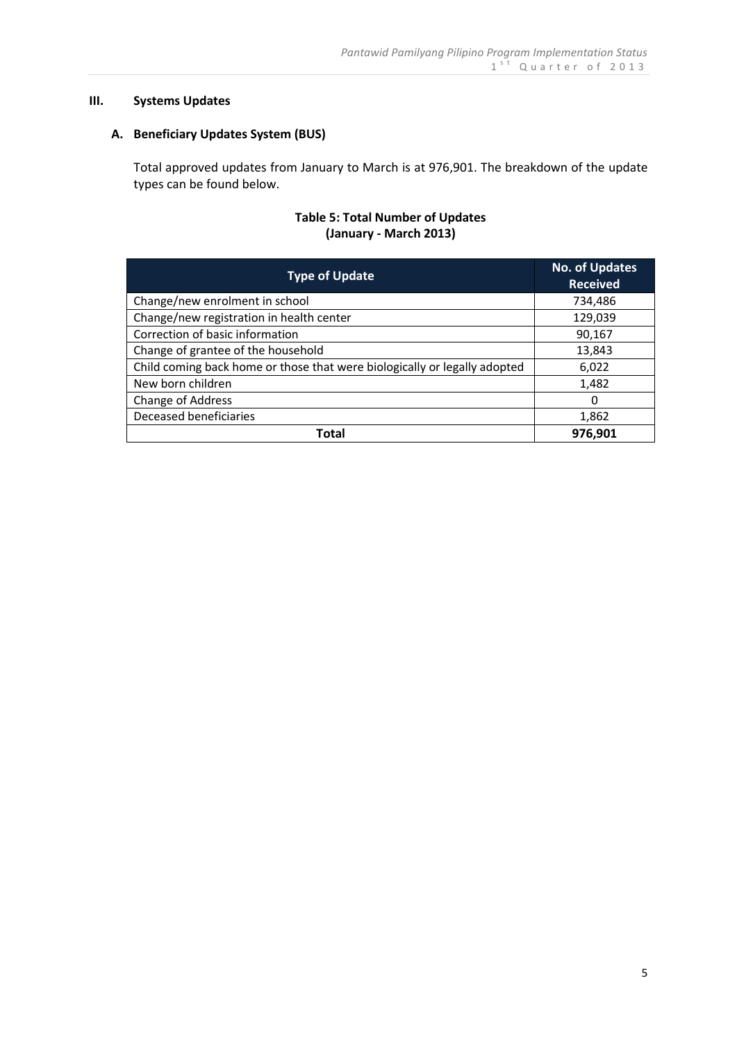## III. Systems Updates

### A. Beneficiary Updates System (BUS)

Total approved updates from January to March is at 976,901. The breakdown of the update types can be found below.

**Table 5: Total Number of Updates (January - March 2013)**

| Type of Update | No. of Updates Received |
|---|---|
| Change/new enrolment in school | 734,486 |
| Change/new registration in health center | 129,039 |
| Correction of basic information | 90,167 |
| Change of grantee of the household | 13,843 |
| Child coming back home or those that were biologically or legally adopted | 6,022 |
| New born children | 1,482 |
| Change of Address | 0 |
| Deceased beneficiaries | 1,862 |
| **Total** | **976,901** |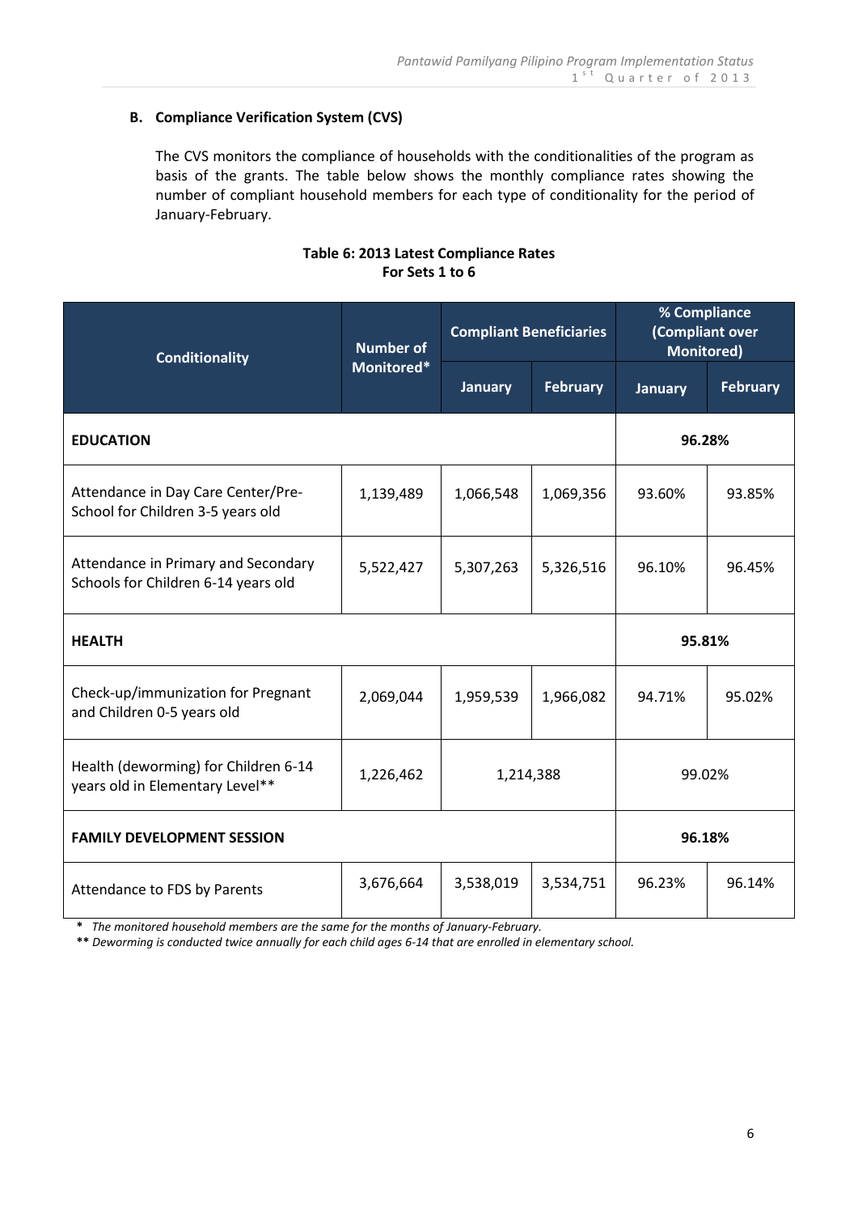### B. Compliance Verification System (CVS)

The CVS monitors the compliance of households with the conditionalities of the program as basis of the grants. The table below shows the monthly compliance rates showing the number of compliant household members for each type of conditionality for the period of January-February.

**Table 6: 2013 Latest Compliance Rates**
**For Sets 1 to 6**

| Conditionality | Number of Monitored* | Compliant Beneficiaries | | % Compliance (Compliant over Monitored) | |
|---|---|---|---|---|---|
| | | January | February | January | February |
| **EDUCATION** | | | | **96.28%** | |
| Attendance in Day Care Center/Pre-School for Children 3-5 years old | 1,139,489 | 1,066,548 | 1,069,356 | 93.60% | 93.85% |
| Attendance in Primary and Secondary Schools for Children 6-14 years old | 5,522,427 | 5,307,263 | 5,326,516 | 96.10% | 96.45% |
| **HEALTH** | | | | **95.81%** | |
| Check-up/immunization for Pregnant and Children 0-5 years old | 2,069,044 | 1,959,539 | 1,966,082 | 94.71% | 95.02% |
| Health (deworming) for Children 6-14 years old in Elementary Level** | 1,226,462 | 1,214,388 | | 99.02% | |
| **FAMILY DEVELOPMENT SESSION** | | | | **96.18%** | |
| Attendance to FDS by Parents | 3,676,664 | 3,538,019 | 3,534,751 | 96.23% | 96.14% |

**\*** *The monitored household members are the same for the months of January-February.*

**\*\*** *Deworming is conducted twice annually for each child ages 6-14 that are enrolled in elementary school.*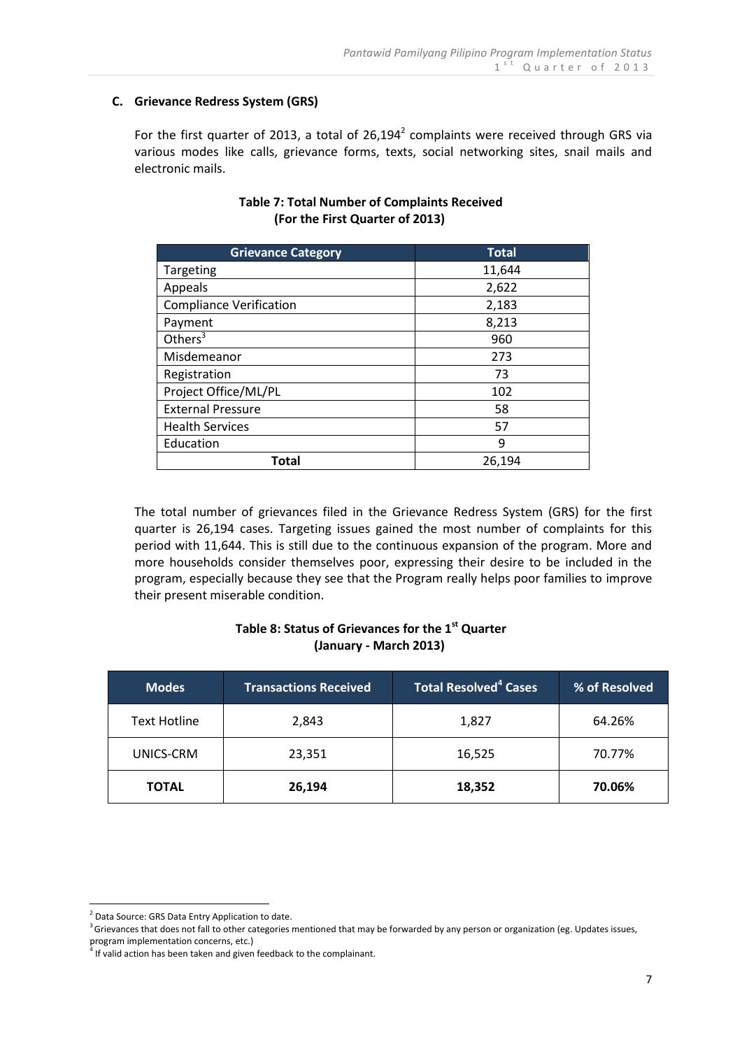### C. Grievance Redress System (GRS)

For the first quarter of 2013, a total of 26,194[2] complaints were received through GRS via various modes like calls, grievance forms, texts, social networking sites, snail mails and electronic mails.

**Table 7: Total Number of Complaints Received (For the First Quarter of 2013)**

| Grievance Category | Total |
|---|---|
| Targeting | 11,644 |
| Appeals | 2,622 |
| Compliance Verification | 2,183 |
| Payment | 8,213 |
| Others[3] | 960 |
| Misdemeanor | 273 |
| Registration | 73 |
| Project Office/ML/PL | 102 |
| External Pressure | 58 |
| Health Services | 57 |
| Education | 9 |
| **Total** | 26,194 |

The total number of grievances filed in the Grievance Redress System (GRS) for the first quarter is 26,194 cases. Targeting issues gained the most number of complaints for this period with 11,644. This is still due to the continuous expansion of the program. More and more households consider themselves poor, expressing their desire to be included in the program, especially because they see that the Program really helps poor families to improve their present miserable condition.

**Table 8: Status of Grievances for the 1st Quarter (January - March 2013)**

| Modes | Transactions Received | Total Resolved[4] Cases | % of Resolved |
|---|---|---|---|
| Text Hotline | 2,843 | 1,827 | 64.26% |
| UNICS-CRM | 23,351 | 16,525 | 70.77% |
| **TOTAL** | **26,194** | **18,352** | **70.06%** |

---

[2] Data Source: GRS Data Entry Application to date.

[3] Grievances that does not fall to other categories mentioned that may be forwarded by any person or organization (eg. Updates issues, program implementation concerns, etc.)

[4] If valid action has been taken and given feedback to the complainant.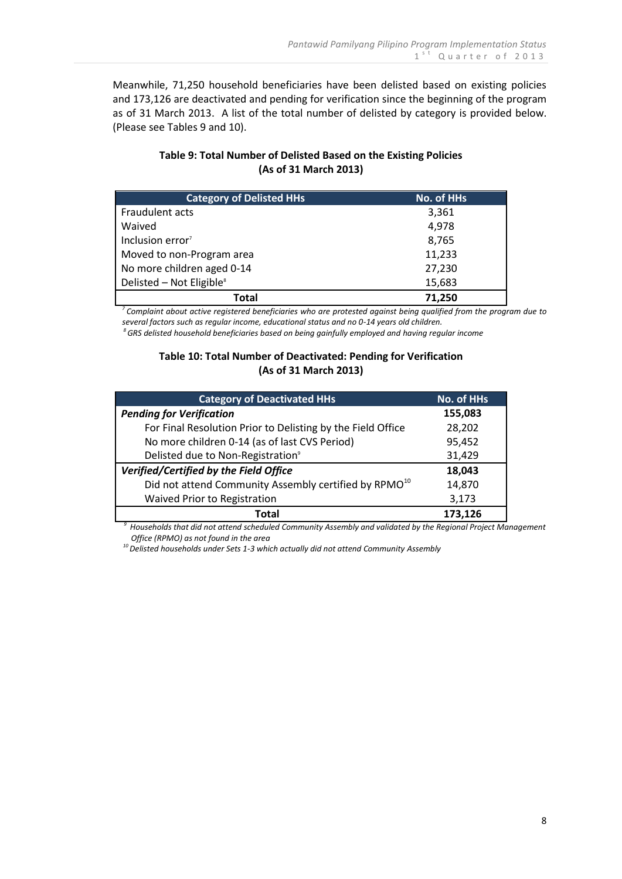Meanwhile, 71,250 household beneficiaries have been delisted based on existing policies and 173,126 are deactivated and pending for verification since the beginning of the program as of 31 March 2013. A list of the total number of delisted by category is provided below. (Please see Tables 9 and 10).

**Table 9: Total Number of Delisted Based on the Existing Policies (As of 31 March 2013)**

| Category of Delisted HHs | No. of HHs |
|---|---|
| Fraudulent acts | 3,361 |
| Waived | 4,978 |
| Inclusion error[7] | 8,765 |
| Moved to non-Program area | 11,233 |
| No more children aged 0-14 | 27,230 |
| Delisted – Not Eligible[8] | 15,683 |
| **Total** | **71,250** |

*[7] Complaint about active registered beneficiaries who are protested against being qualified from the program due to several factors such as regular income, educational status and no 0-14 years old children.*

*[8] GRS delisted household beneficiaries based on being gainfully employed and having regular income*

**Table 10: Total Number of Deactivated: Pending for Verification (As of 31 March 2013)**

| Category of Deactivated HHs | No. of HHs |
|---|---|
| ***Pending for Verification*** | **155,083** |
| For Final Resolution Prior to Delisting by the Field Office | 28,202 |
| No more children 0-14 (as of last CVS Period) | 95,452 |
| Delisted due to Non-Registration[9] | 31,429 |
| ***Verified/Certified by the Field Office*** | **18,043** |
| Did not attend Community Assembly certified by RPMO[10] | 14,870 |
| Waived Prior to Registration | 3,173 |
| **Total** | **173,126** |

*[9] Households that did not attend scheduled Community Assembly and validated by the Regional Project Management Office (RPMO) as not found in the area*

*[10] Delisted households under Sets 1-3 which actually did not attend Community Assembly*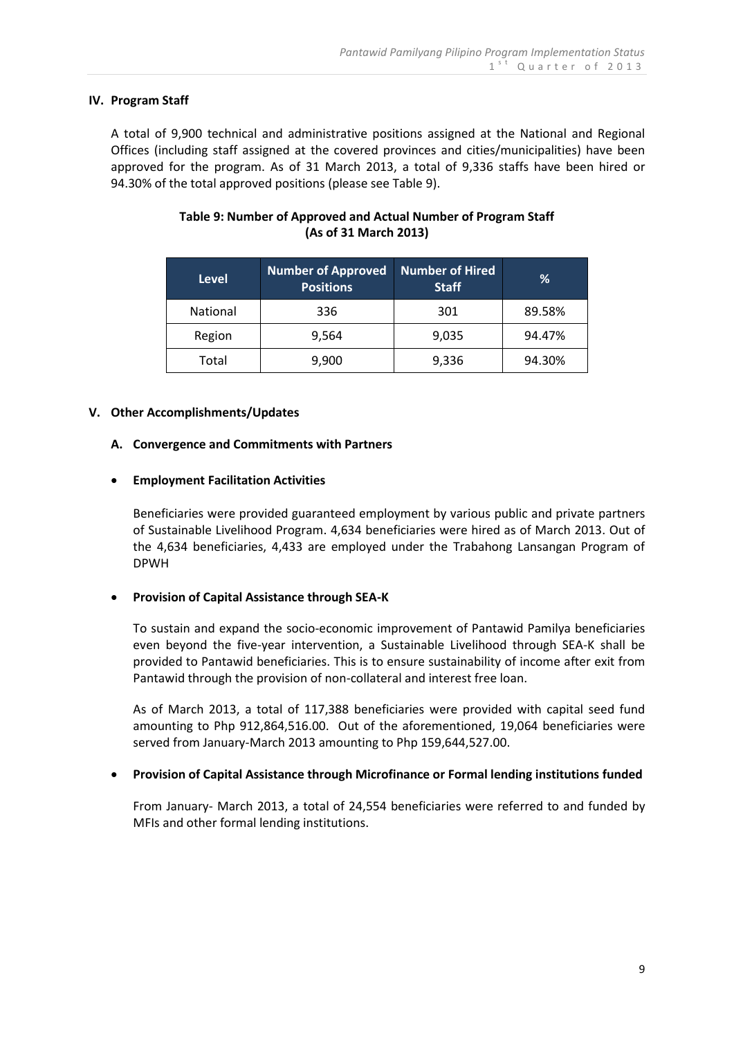## IV. Program Staff

A total of 9,900 technical and administrative positions assigned at the National and Regional Offices (including staff assigned at the covered provinces and cities/municipalities) have been approved for the program. As of 31 March 2013, a total of 9,336 staffs have been hired or 94.30% of the total approved positions (please see Table 9).

**Table 9: Number of Approved and Actual Number of Program Staff (As of 31 March 2013)**

| Level | Number of Approved Positions | Number of Hired Staff | % |
|---|---|---|---|
| National | 336 | 301 | 89.58% |
| Region | 9,564 | 9,035 | 94.47% |
| Total | 9,900 | 9,336 | 94.30% |

## V. Other Accomplishments/Updates

### A. Convergence and Commitments with Partners

- **Employment Facilitation Activities**

  Beneficiaries were provided guaranteed employment by various public and private partners of Sustainable Livelihood Program. 4,634 beneficiaries were hired as of March 2013. Out of the 4,634 beneficiaries, 4,433 are employed under the Trabahong Lansangan Program of DPWH

- **Provision of Capital Assistance through SEA-K**

  To sustain and expand the socio-economic improvement of Pantawid Pamilya beneficiaries even beyond the five-year intervention, a Sustainable Livelihood through SEA-K shall be provided to Pantawid beneficiaries. This is to ensure sustainability of income after exit from Pantawid through the provision of non-collateral and interest free loan.

  As of March 2013, a total of 117,388 beneficiaries were provided with capital seed fund amounting to Php 912,864,516.00. Out of the aforementioned, 19,064 beneficiaries were served from January-March 2013 amounting to Php 159,644,527.00.

- **Provision of Capital Assistance through Microfinance or Formal lending institutions funded**

  From January- March 2013, a total of 24,554 beneficiaries were referred to and funded by MFIs and other formal lending institutions.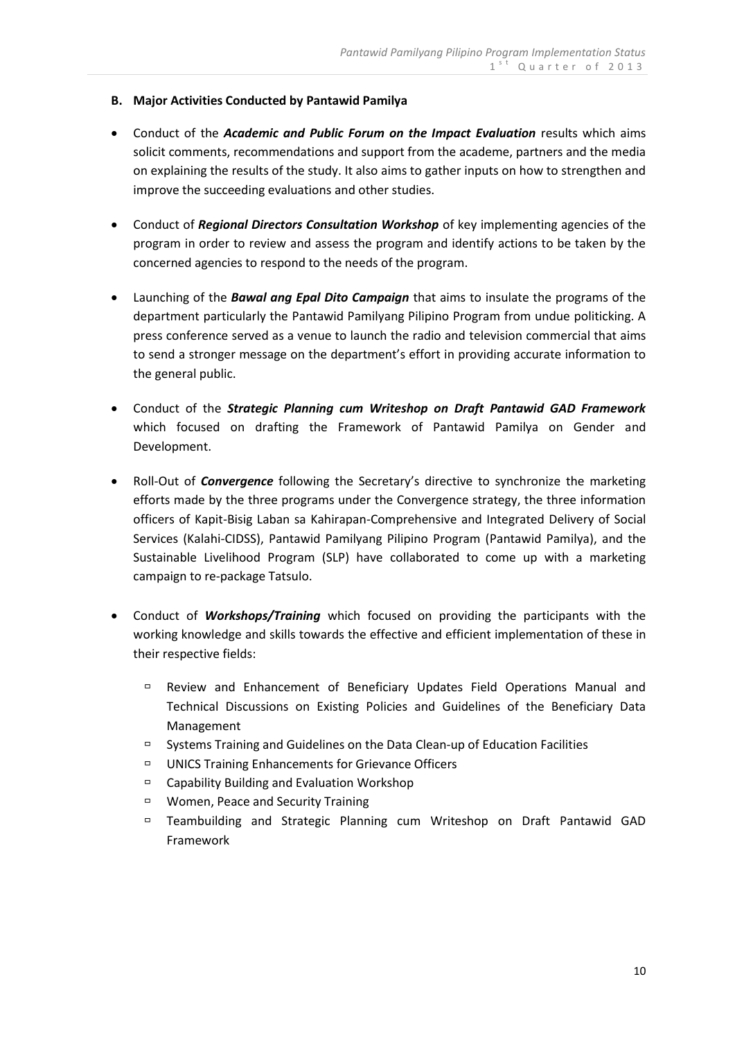## B. Major Activities Conducted by Pantawid Pamilya

- Conduct of the ***Academic and Public Forum on the Impact Evaluation*** results which aims solicit comments, recommendations and support from the academe, partners and the media on explaining the results of the study. It also aims to gather inputs on how to strengthen and improve the succeeding evaluations and other studies.

- Conduct of ***Regional Directors Consultation Workshop*** of key implementing agencies of the program in order to review and assess the program and identify actions to be taken by the concerned agencies to respond to the needs of the program.

- Launching of the ***Bawal ang Epal Dito Campaign*** that aims to insulate the programs of the department particularly the Pantawid Pamilyang Pilipino Program from undue politicking. A press conference served as a venue to launch the radio and television commercial that aims to send a stronger message on the department's effort in providing accurate information to the general public.

- Conduct of the ***Strategic Planning cum Writeshop on Draft Pantawid GAD Framework*** which focused on drafting the Framework of Pantawid Pamilya on Gender and Development.

- Roll-Out of ***Convergence*** following the Secretary's directive to synchronize the marketing efforts made by the three programs under the Convergence strategy, the three information officers of Kapit-Bisig Laban sa Kahirapan-Comprehensive and Integrated Delivery of Social Services (Kalahi-CIDSS), Pantawid Pamilyang Pilipino Program (Pantawid Pamilya), and the Sustainable Livelihood Program (SLP) have collaborated to come up with a marketing campaign to re-package Tatsulo.

- Conduct of ***Workshops/Training*** which focused on providing the participants with the working knowledge and skills towards the effective and efficient implementation of these in their respective fields:
  - Review and Enhancement of Beneficiary Updates Field Operations Manual and Technical Discussions on Existing Policies and Guidelines of the Beneficiary Data Management
  - Systems Training and Guidelines on the Data Clean-up of Education Facilities
  - UNICS Training Enhancements for Grievance Officers
  - Capability Building and Evaluation Workshop
  - Women, Peace and Security Training
  - Teambuilding and Strategic Planning cum Writeshop on Draft Pantawid GAD Framework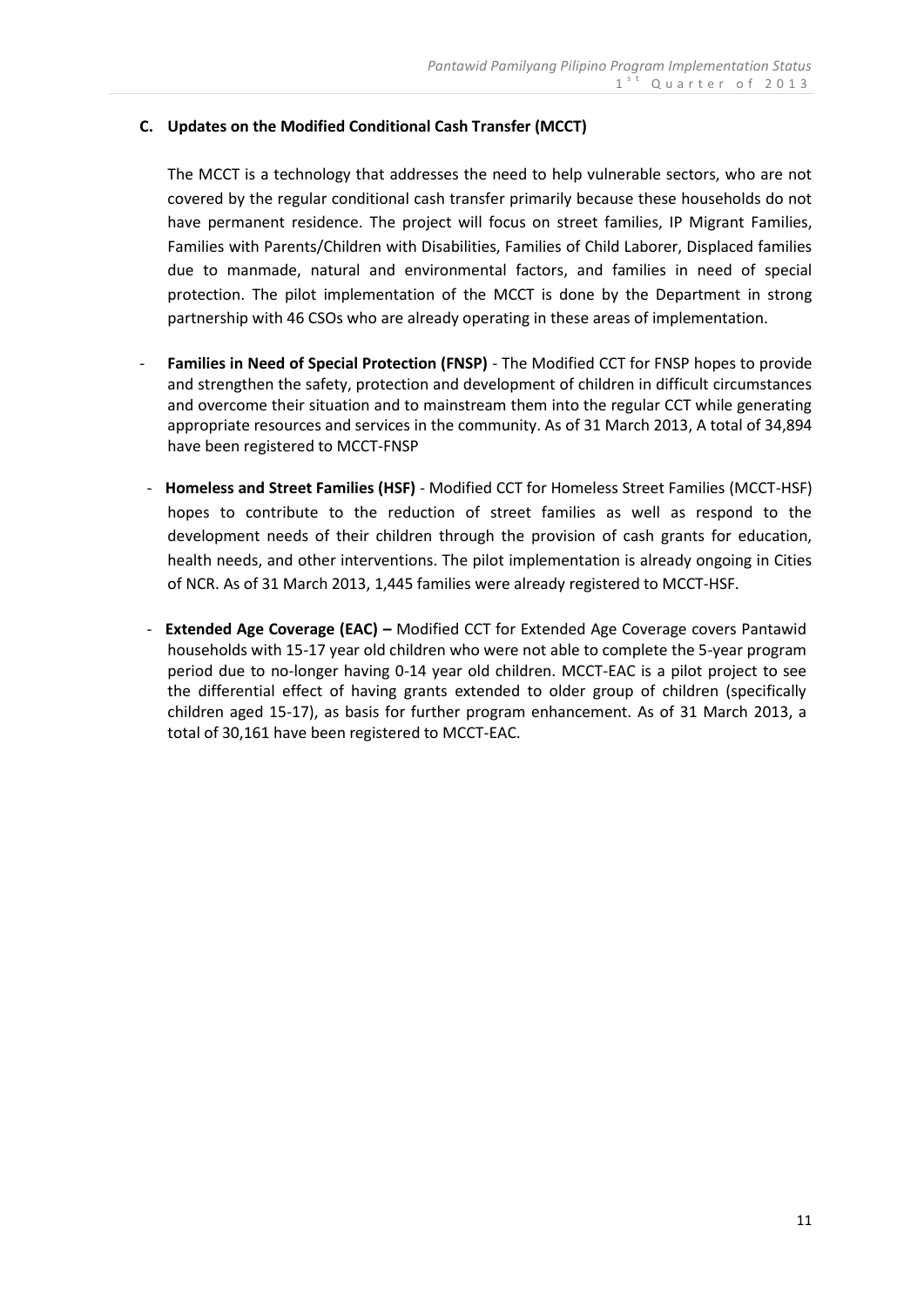### C. Updates on the Modified Conditional Cash Transfer (MCCT)

The MCCT is a technology that addresses the need to help vulnerable sectors, who are not covered by the regular conditional cash transfer primarily because these households do not have permanent residence. The project will focus on street families, IP Migrant Families, Families with Parents/Children with Disabilities, Families of Child Laborer, Displaced families due to manmade, natural and environmental factors, and families in need of special protection. The pilot implementation of the MCCT is done by the Department in strong partnership with 46 CSOs who are already operating in these areas of implementation.

- **Families in Need of Special Protection (FNSP)** - The Modified CCT for FNSP hopes to provide and strengthen the safety, protection and development of children in difficult circumstances and overcome their situation and to mainstream them into the regular CCT while generating appropriate resources and services in the community. As of 31 March 2013, A total of 34,894 have been registered to MCCT-FNSP

- **Homeless and Street Families (HSF)** - Modified CCT for Homeless Street Families (MCCT-HSF) hopes to contribute to the reduction of street families as well as respond to the development needs of their children through the provision of cash grants for education, health needs, and other interventions. The pilot implementation is already ongoing in Cities of NCR. As of 31 March 2013, 1,445 families were already registered to MCCT-HSF.

- **Extended Age Coverage (EAC) –** Modified CCT for Extended Age Coverage covers Pantawid households with 15-17 year old children who were not able to complete the 5-year program period due to no-longer having 0-14 year old children. MCCT-EAC is a pilot project to see the differential effect of having grants extended to older group of children (specifically children aged 15-17), as basis for further program enhancement. As of 31 March 2013, a total of 30,161 have been registered to MCCT-EAC.